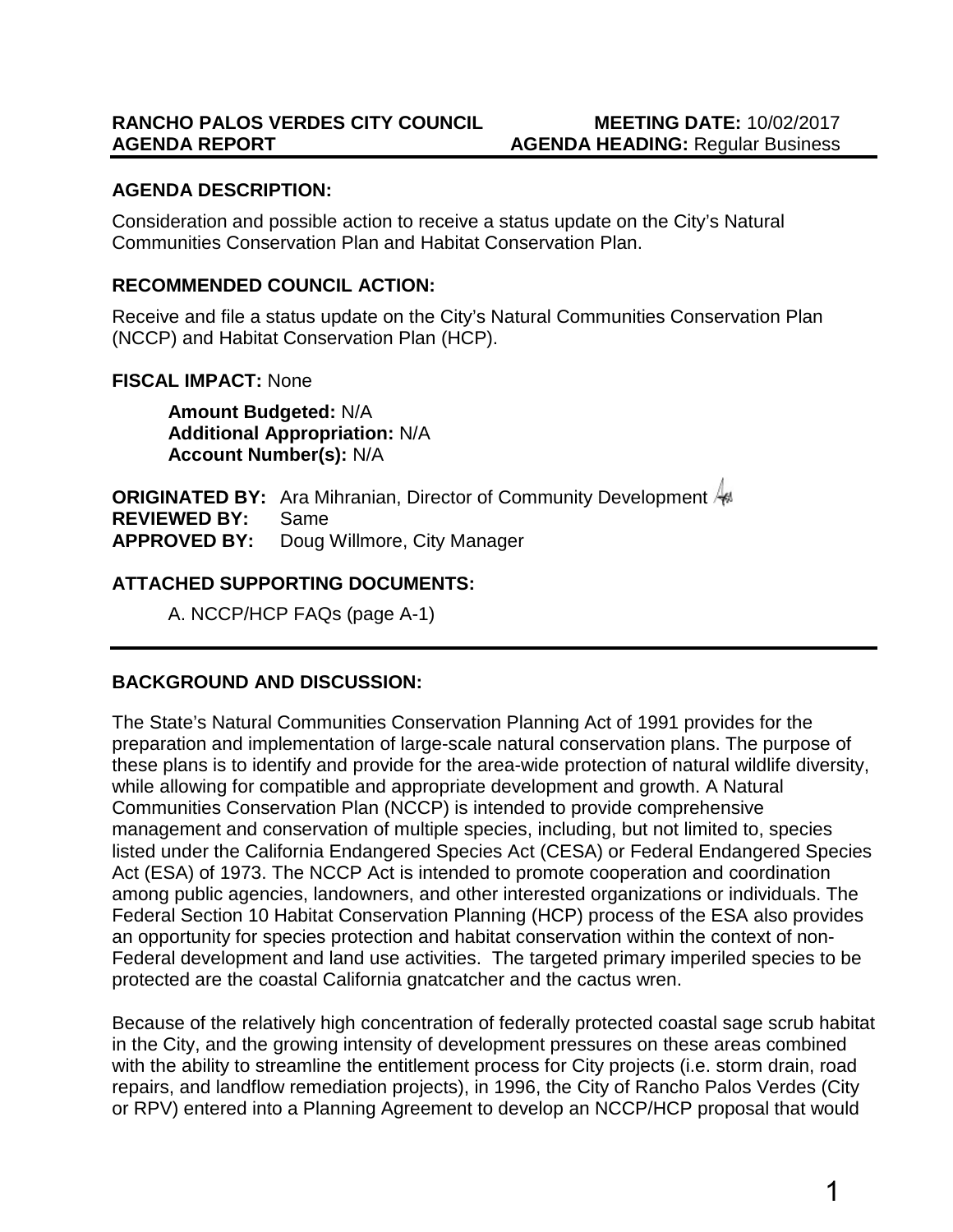**RANCHO PALOS VERDES CITY COUNCIL** **MEETING DATE:** 10/02/2017
**AGENDA REPORT** **AGENDA HEADING:** Regular Business

**AGENDA DESCRIPTION:**

Consideration and possible action to receive a status update on the City's Natural Communities Conservation Plan and Habitat Conservation Plan.

**RECOMMENDED COUNCIL ACTION:**

Receive and file a status update on the City's Natural Communities Conservation Plan (NCCP) and Habitat Conservation Plan (HCP).

**FISCAL IMPACT:** None

**Amount Budgeted:** N/A
**Additional Appropriation:** N/A
**Account Number(s):** N/A

**ORIGINATED BY:** Ara Mihranian, Director of Community Development
**REVIEWED BY:** Same
**APPROVED BY:** Doug Willmore, City Manager

**ATTACHED SUPPORTING DOCUMENTS:**

A. NCCP/HCP FAQs (page A-1)

---

**BACKGROUND AND DISCUSSION:**

The State's Natural Communities Conservation Planning Act of 1991 provides for the preparation and implementation of large-scale natural conservation plans. The purpose of these plans is to identify and provide for the area-wide protection of natural wildlife diversity, while allowing for compatible and appropriate development and growth. A Natural Communities Conservation Plan (NCCP) is intended to provide comprehensive management and conservation of multiple species, including, but not limited to, species listed under the California Endangered Species Act (CESA) or Federal Endangered Species Act (ESA) of 1973. The NCCP Act is intended to promote cooperation and coordination among public agencies, landowners, and other interested organizations or individuals. The Federal Section 10 Habitat Conservation Planning (HCP) process of the ESA also provides an opportunity for species protection and habitat conservation within the context of non-Federal development and land use activities. The targeted primary imperiled species to be protected are the coastal California gnatcatcher and the cactus wren.

Because of the relatively high concentration of federally protected coastal sage scrub habitat in the City, and the growing intensity of development pressures on these areas combined with the ability to streamline the entitlement process for City projects (i.e. storm drain, road repairs, and landflow remediation projects), in 1996, the City of Rancho Palos Verdes (City or RPV) entered into a Planning Agreement to develop an NCCP/HCP proposal that would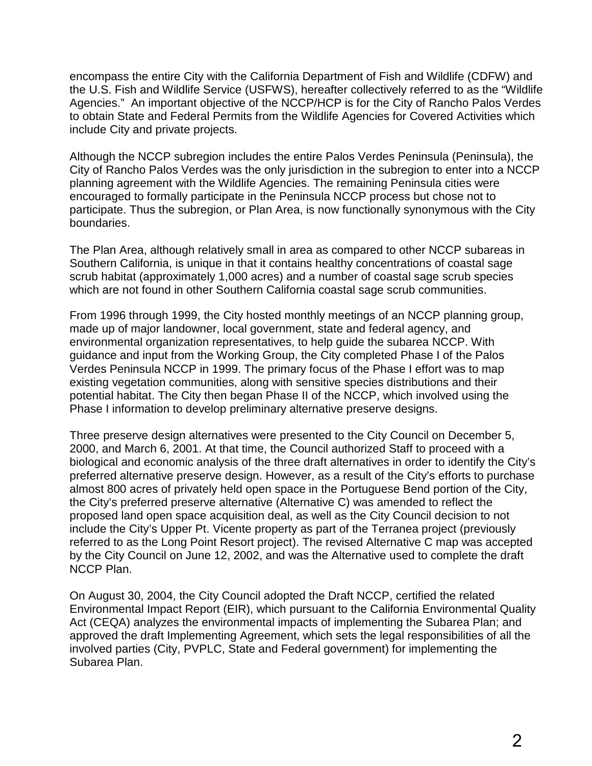encompass the entire City with the California Department of Fish and Wildlife (CDFW) and the U.S. Fish and Wildlife Service (USFWS), hereafter collectively referred to as the "Wildlife Agencies." An important objective of the NCCP/HCP is for the City of Rancho Palos Verdes to obtain State and Federal Permits from the Wildlife Agencies for Covered Activities which include City and private projects.

Although the NCCP subregion includes the entire Palos Verdes Peninsula (Peninsula), the City of Rancho Palos Verdes was the only jurisdiction in the subregion to enter into a NCCP planning agreement with the Wildlife Agencies. The remaining Peninsula cities were encouraged to formally participate in the Peninsula NCCP process but chose not to participate. Thus the subregion, or Plan Area, is now functionally synonymous with the City boundaries.

The Plan Area, although relatively small in area as compared to other NCCP subareas in Southern California, is unique in that it contains healthy concentrations of coastal sage scrub habitat (approximately 1,000 acres) and a number of coastal sage scrub species which are not found in other Southern California coastal sage scrub communities.

From 1996 through 1999, the City hosted monthly meetings of an NCCP planning group, made up of major landowner, local government, state and federal agency, and environmental organization representatives, to help guide the subarea NCCP. With guidance and input from the Working Group, the City completed Phase I of the Palos Verdes Peninsula NCCP in 1999. The primary focus of the Phase I effort was to map existing vegetation communities, along with sensitive species distributions and their potential habitat. The City then began Phase II of the NCCP, which involved using the Phase I information to develop preliminary alternative preserve designs.

Three preserve design alternatives were presented to the City Council on December 5, 2000, and March 6, 2001. At that time, the Council authorized Staff to proceed with a biological and economic analysis of the three draft alternatives in order to identify the City's preferred alternative preserve design. However, as a result of the City's efforts to purchase almost 800 acres of privately held open space in the Portuguese Bend portion of the City, the City's preferred preserve alternative (Alternative C) was amended to reflect the proposed land open space acquisition deal, as well as the City Council decision to not include the City's Upper Pt. Vicente property as part of the Terranea project (previously referred to as the Long Point Resort project). The revised Alternative C map was accepted by the City Council on June 12, 2002, and was the Alternative used to complete the draft NCCP Plan.

On August 30, 2004, the City Council adopted the Draft NCCP, certified the related Environmental Impact Report (EIR), which pursuant to the California Environmental Quality Act (CEQA) analyzes the environmental impacts of implementing the Subarea Plan; and approved the draft Implementing Agreement, which sets the legal responsibilities of all the involved parties (City, PVPLC, State and Federal government) for implementing the Subarea Plan.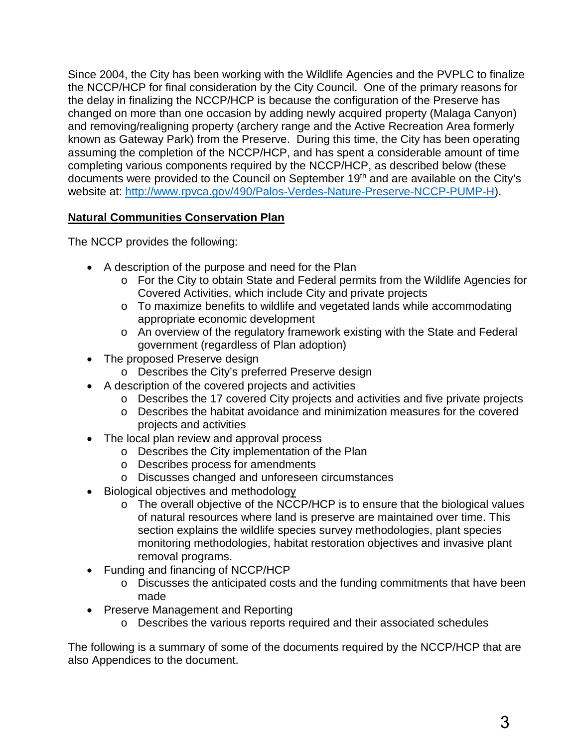Since 2004, the City has been working with the Wildlife Agencies and the PVPLC to finalize the NCCP/HCP for final consideration by the City Council. One of the primary reasons for the delay in finalizing the NCCP/HCP is because the configuration of the Preserve has changed on more than one occasion by adding newly acquired property (Malaga Canyon) and removing/realigning property (archery range and the Active Recreation Area formerly known as Gateway Park) from the Preserve. During this time, the City has been operating assuming the completion of the NCCP/HCP, and has spent a considerable amount of time completing various components required by the NCCP/HCP, as described below (these documents were provided to the Council on September 19th and are available on the City's website at: http://www.rpvca.gov/490/Palos-Verdes-Nature-Preserve-NCCP-PUMP-H).

**Natural Communities Conservation Plan**

The NCCP provides the following:

- A description of the purpose and need for the Plan
    - For the City to obtain State and Federal permits from the Wildlife Agencies for Covered Activities, which include City and private projects
    - To maximize benefits to wildlife and vegetated lands while accommodating appropriate economic development
    - An overview of the regulatory framework existing with the State and Federal government (regardless of Plan adoption)
- The proposed Preserve design
    - Describes the City's preferred Preserve design
- A description of the covered projects and activities
    - Describes the 17 covered City projects and activities and five private projects
    - Describes the habitat avoidance and minimization measures for the covered projects and activities
- The local plan review and approval process
    - Describes the City implementation of the Plan
    - Describes process for amendments
    - Discusses changed and unforeseen circumstances
- Biological objectives and methodology
    - The overall objective of the NCCP/HCP is to ensure that the biological values of natural resources where land is preserve are maintained over time. This section explains the wildlife species survey methodologies, plant species monitoring methodologies, habitat restoration objectives and invasive plant removal programs.
- Funding and financing of NCCP/HCP
    - Discusses the anticipated costs and the funding commitments that have been made
- Preserve Management and Reporting
    - Describes the various reports required and their associated schedules

The following is a summary of some of the documents required by the NCCP/HCP that are also Appendices to the document.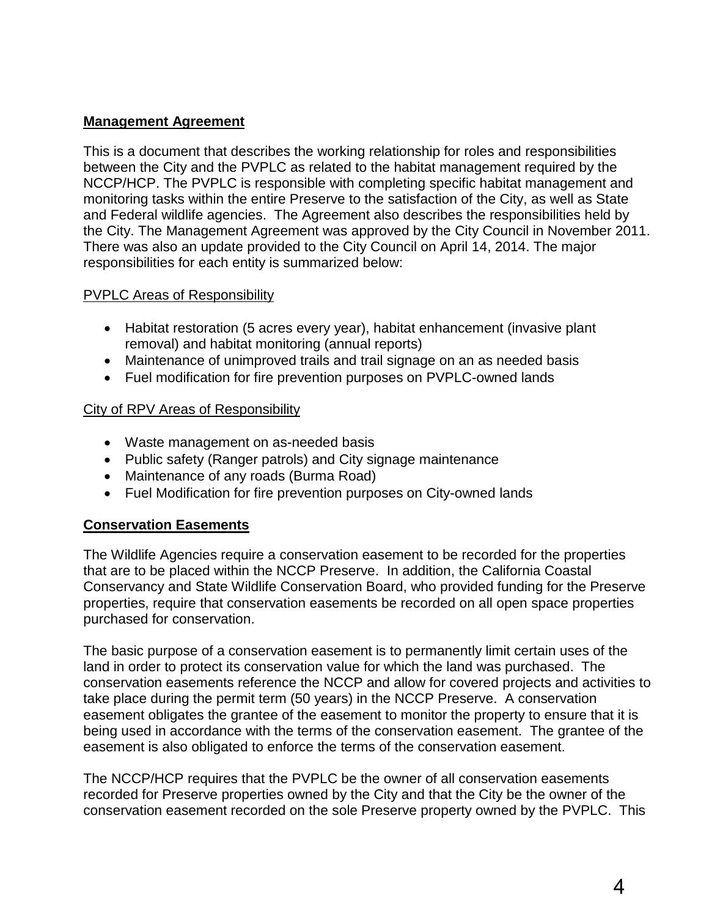## Management Agreement

This is a document that describes the working relationship for roles and responsibilities between the City and the PVPLC as related to the habitat management required by the NCCP/HCP. The PVPLC is responsible with completing specific habitat management and monitoring tasks within the entire Preserve to the satisfaction of the City, as well as State and Federal wildlife agencies. The Agreement also describes the responsibilities held by the City. The Management Agreement was approved by the City Council in November 2011. There was also an update provided to the City Council on April 14, 2014. The major responsibilities for each entity is summarized below:

PVPLC Areas of Responsibility

- Habitat restoration (5 acres every year), habitat enhancement (invasive plant removal) and habitat monitoring (annual reports)
- Maintenance of unimproved trails and trail signage on an as needed basis
- Fuel modification for fire prevention purposes on PVPLC-owned lands

City of RPV Areas of Responsibility

- Waste management on as-needed basis
- Public safety (Ranger patrols) and City signage maintenance
- Maintenance of any roads (Burma Road)
- Fuel Modification for fire prevention purposes on City-owned lands

## Conservation Easements

The Wildlife Agencies require a conservation easement to be recorded for the properties that are to be placed within the NCCP Preserve. In addition, the California Coastal Conservancy and State Wildlife Conservation Board, who provided funding for the Preserve properties, require that conservation easements be recorded on all open space properties purchased for conservation.

The basic purpose of a conservation easement is to permanently limit certain uses of the land in order to protect its conservation value for which the land was purchased. The conservation easements reference the NCCP and allow for covered projects and activities to take place during the permit term (50 years) in the NCCP Preserve. A conservation easement obligates the grantee of the easement to monitor the property to ensure that it is being used in accordance with the terms of the conservation easement. The grantee of the easement is also obligated to enforce the terms of the conservation easement.

The NCCP/HCP requires that the PVPLC be the owner of all conservation easements recorded for Preserve properties owned by the City and that the City be the owner of the conservation easement recorded on the sole Preserve property owned by the PVPLC. This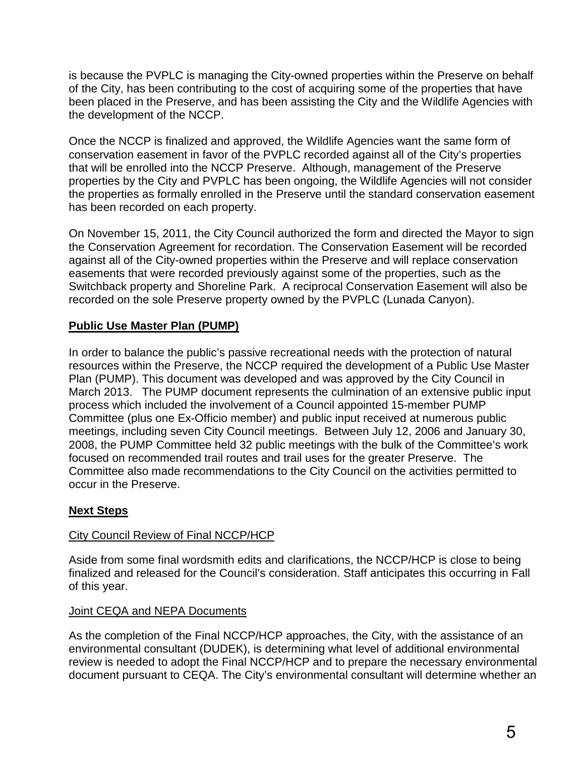is because the PVPLC is managing the City-owned properties within the Preserve on behalf of the City, has been contributing to the cost of acquiring some of the properties that have been placed in the Preserve, and has been assisting the City and the Wildlife Agencies with the development of the NCCP.

Once the NCCP is finalized and approved, the Wildlife Agencies want the same form of conservation easement in favor of the PVPLC recorded against all of the City's properties that will be enrolled into the NCCP Preserve. Although, management of the Preserve properties by the City and PVPLC has been ongoing, the Wildlife Agencies will not consider the properties as formally enrolled in the Preserve until the standard conservation easement has been recorded on each property.

On November 15, 2011, the City Council authorized the form and directed the Mayor to sign the Conservation Agreement for recordation. The Conservation Easement will be recorded against all of the City-owned properties within the Preserve and will replace conservation easements that were recorded previously against some of the properties, such as the Switchback property and Shoreline Park. A reciprocal Conservation Easement will also be recorded on the sole Preserve property owned by the PVPLC (Lunada Canyon).

**Public Use Master Plan (PUMP)**

In order to balance the public's passive recreational needs with the protection of natural resources within the Preserve, the NCCP required the development of a Public Use Master Plan (PUMP). This document was developed and was approved by the City Council in March 2013. The PUMP document represents the culmination of an extensive public input process which included the involvement of a Council appointed 15-member PUMP Committee (plus one Ex-Officio member) and public input received at numerous public meetings, including seven City Council meetings. Between July 12, 2006 and January 30, 2008, the PUMP Committee held 32 public meetings with the bulk of the Committee's work focused on recommended trail routes and trail uses for the greater Preserve. The Committee also made recommendations to the City Council on the activities permitted to occur in the Preserve.

**Next Steps**

City Council Review of Final NCCP/HCP

Aside from some final wordsmith edits and clarifications, the NCCP/HCP is close to being finalized and released for the Council's consideration. Staff anticipates this occurring in Fall of this year.

Joint CEQA and NEPA Documents

As the completion of the Final NCCP/HCP approaches, the City, with the assistance of an environmental consultant (DUDEK), is determining what level of additional environmental review is needed to adopt the Final NCCP/HCP and to prepare the necessary environmental document pursuant to CEQA. The City's environmental consultant will determine whether an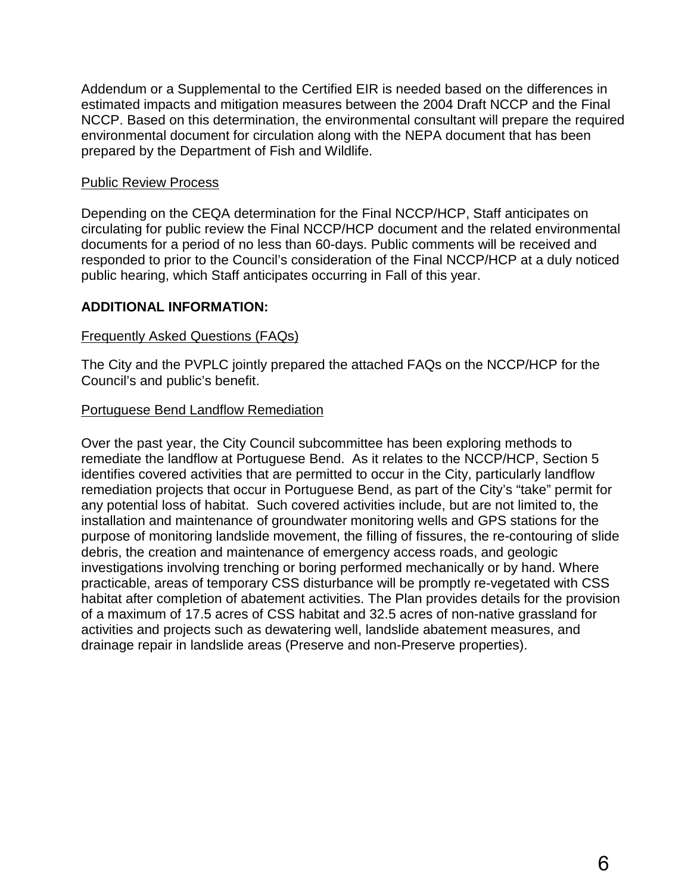Addendum or a Supplemental to the Certified EIR is needed based on the differences in estimated impacts and mitigation measures between the 2004 Draft NCCP and the Final NCCP. Based on this determination, the environmental consultant will prepare the required environmental document for circulation along with the NEPA document that has been prepared by the Department of Fish and Wildlife.

Public Review Process

Depending on the CEQA determination for the Final NCCP/HCP, Staff anticipates on circulating for public review the Final NCCP/HCP document and the related environmental documents for a period of no less than 60-days. Public comments will be received and responded to prior to the Council's consideration of the Final NCCP/HCP at a duly noticed public hearing, which Staff anticipates occurring in Fall of this year.

**ADDITIONAL INFORMATION:**

Frequently Asked Questions (FAQs)

The City and the PVPLC jointly prepared the attached FAQs on the NCCP/HCP for the Council's and public's benefit.

Portuguese Bend Landflow Remediation

Over the past year, the City Council subcommittee has been exploring methods to remediate the landflow at Portuguese Bend. As it relates to the NCCP/HCP, Section 5 identifies covered activities that are permitted to occur in the City, particularly landflow remediation projects that occur in Portuguese Bend, as part of the City's "take" permit for any potential loss of habitat. Such covered activities include, but are not limited to, the installation and maintenance of groundwater monitoring wells and GPS stations for the purpose of monitoring landslide movement, the filling of fissures, the re-contouring of slide debris, the creation and maintenance of emergency access roads, and geologic investigations involving trenching or boring performed mechanically or by hand. Where practicable, areas of temporary CSS disturbance will be promptly re-vegetated with CSS habitat after completion of abatement activities. The Plan provides details for the provision of a maximum of 17.5 acres of CSS habitat and 32.5 acres of non-native grassland for activities and projects such as dewatering well, landslide abatement measures, and drainage repair in landslide areas (Preserve and non-Preserve properties).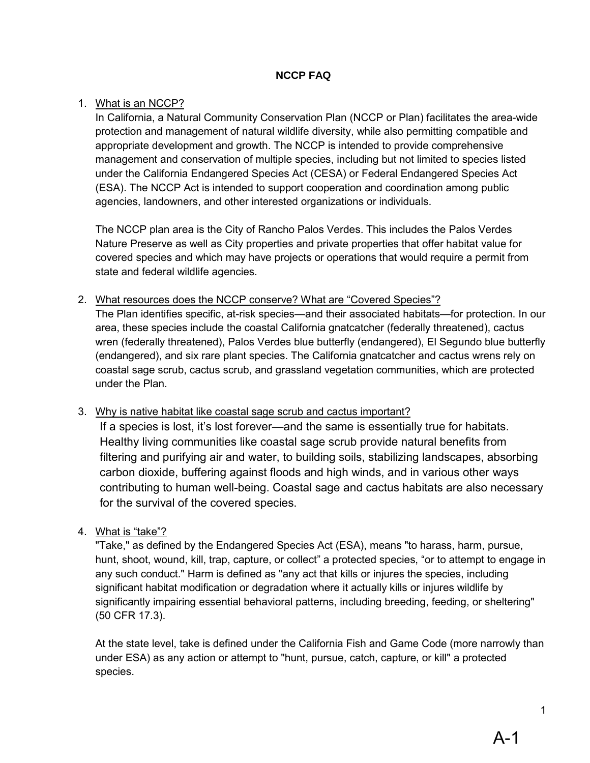## NCCP FAQ

1. What is an NCCP?

   In California, a Natural Community Conservation Plan (NCCP or Plan) facilitates the area-wide protection and management of natural wildlife diversity, while also permitting compatible and appropriate development and growth. The NCCP is intended to provide comprehensive management and conservation of multiple species, including but not limited to species listed under the California Endangered Species Act (CESA) or Federal Endangered Species Act (ESA). The NCCP Act is intended to support cooperation and coordination among public agencies, landowners, and other interested organizations or individuals.

   The NCCP plan area is the City of Rancho Palos Verdes. This includes the Palos Verdes Nature Preserve as well as City properties and private properties that offer habitat value for covered species and which may have projects or operations that would require a permit from state and federal wildlife agencies.

2. What resources does the NCCP conserve? What are "Covered Species"?

   The Plan identifies specific, at-risk species—and their associated habitats—for protection. In our area, these species include the coastal California gnatcatcher (federally threatened), cactus wren (federally threatened), Palos Verdes blue butterfly (endangered), El Segundo blue butterfly (endangered), and six rare plant species. The California gnatcatcher and cactus wrens rely on coastal sage scrub, cactus scrub, and grassland vegetation communities, which are protected under the Plan.

3. Why is native habitat like coastal sage scrub and cactus important?

   If a species is lost, it's lost forever—and the same is essentially true for habitats. Healthy living communities like coastal sage scrub provide natural benefits from filtering and purifying air and water, to building soils, stabilizing landscapes, absorbing carbon dioxide, buffering against floods and high winds, and in various other ways contributing to human well-being. Coastal sage and cactus habitats are also necessary for the survival of the covered species.

4. What is "take"?

   "Take," as defined by the Endangered Species Act (ESA), means "to harass, harm, pursue, hunt, shoot, wound, kill, trap, capture, or collect" a protected species, "or to attempt to engage in any such conduct." Harm is defined as "any act that kills or injures the species, including significant habitat modification or degradation where it actually kills or injures wildlife by significantly impairing essential behavioral patterns, including breeding, feeding, or sheltering" (50 CFR 17.3).

   At the state level, take is defined under the California Fish and Game Code (more narrowly than under ESA) as any action or attempt to "hunt, pursue, catch, capture, or kill" a protected species.

A-1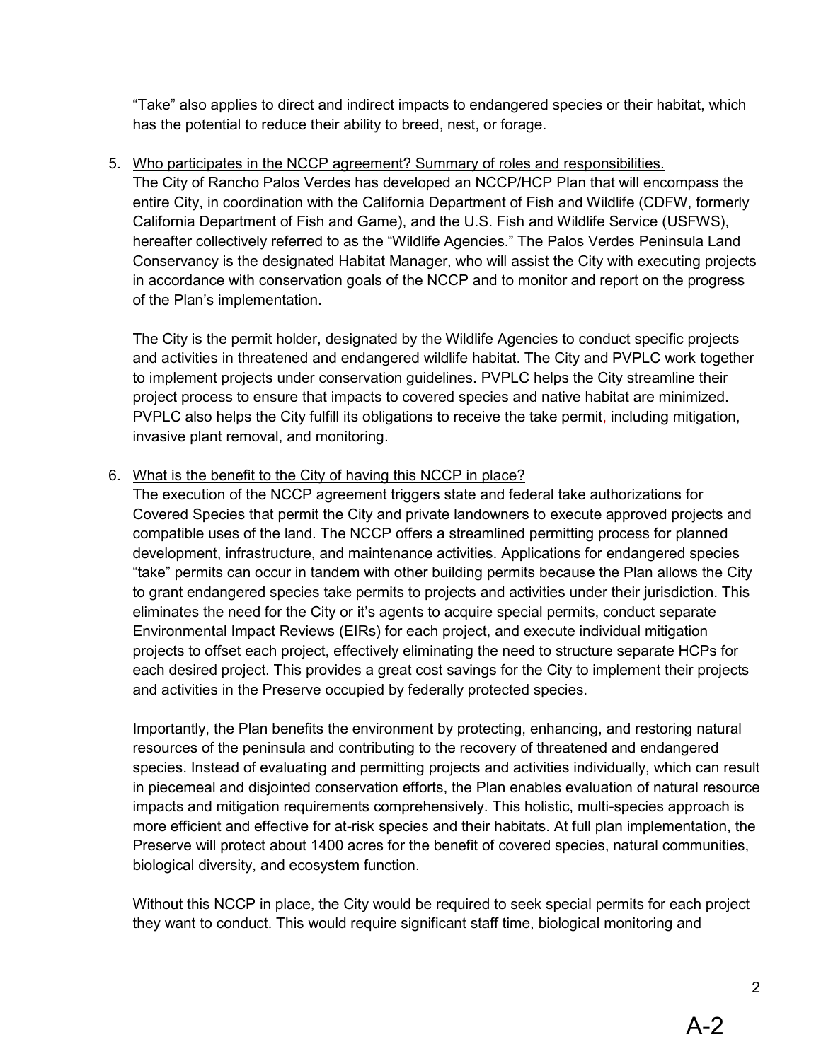"Take" also applies to direct and indirect impacts to endangered species or their habitat, which has the potential to reduce their ability to breed, nest, or forage.

5. <u>Who participates in the NCCP agreement? Summary of roles and responsibilities.</u>

   The City of Rancho Palos Verdes has developed an NCCP/HCP Plan that will encompass the entire City, in coordination with the California Department of Fish and Wildlife (CDFW, formerly California Department of Fish and Game), and the U.S. Fish and Wildlife Service (USFWS), hereafter collectively referred to as the "Wildlife Agencies." The Palos Verdes Peninsula Land Conservancy is the designated Habitat Manager, who will assist the City with executing projects in accordance with conservation goals of the NCCP and to monitor and report on the progress of the Plan's implementation.

   The City is the permit holder, designated by the Wildlife Agencies to conduct specific projects and activities in threatened and endangered wildlife habitat. The City and PVPLC work together to implement projects under conservation guidelines. PVPLC helps the City streamline their project process to ensure that impacts to covered species and native habitat are minimized. PVPLC also helps the City fulfill its obligations to receive the take permit, including mitigation, invasive plant removal, and monitoring.

6. <u>What is the benefit to the City of having this NCCP in place?</u>

   The execution of the NCCP agreement triggers state and federal take authorizations for Covered Species that permit the City and private landowners to execute approved projects and compatible uses of the land. The NCCP offers a streamlined permitting process for planned development, infrastructure, and maintenance activities. Applications for endangered species "take" permits can occur in tandem with other building permits because the Plan allows the City to grant endangered species take permits to projects and activities under their jurisdiction. This eliminates the need for the City or it's agents to acquire special permits, conduct separate Environmental Impact Reviews (EIRs) for each project, and execute individual mitigation projects to offset each project, effectively eliminating the need to structure separate HCPs for each desired project. This provides a great cost savings for the City to implement their projects and activities in the Preserve occupied by federally protected species.

   Importantly, the Plan benefits the environment by protecting, enhancing, and restoring natural resources of the peninsula and contributing to the recovery of threatened and endangered species. Instead of evaluating and permitting projects and activities individually, which can result in piecemeal and disjointed conservation efforts, the Plan enables evaluation of natural resource impacts and mitigation requirements comprehensively. This holistic, multi-species approach is more efficient and effective for at-risk species and their habitats. At full plan implementation, the Preserve will protect about 1400 acres for the benefit of covered species, natural communities, biological diversity, and ecosystem function.

   Without this NCCP in place, the City would be required to seek special permits for each project they want to conduct. This would require significant staff time, biological monitoring and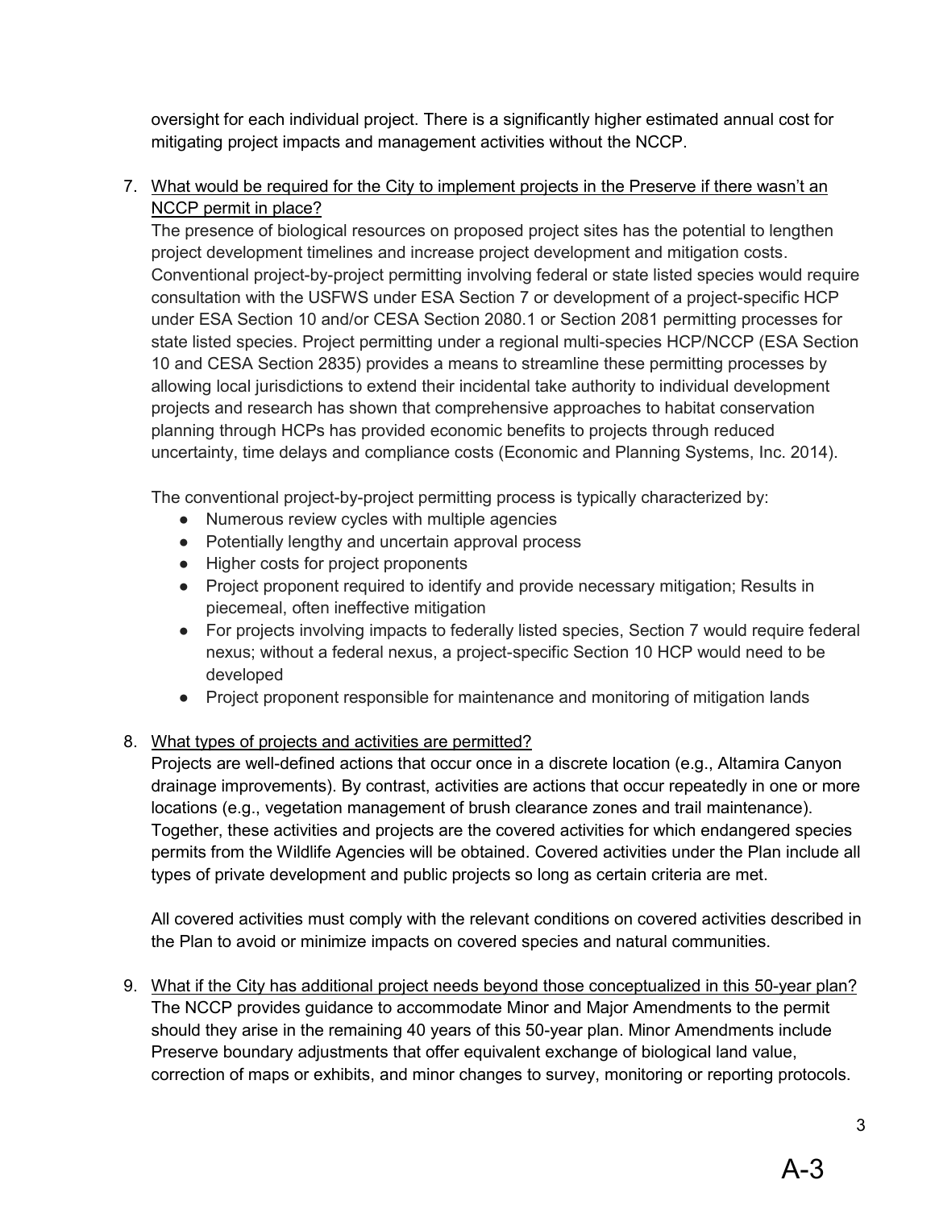oversight for each individual project. There is a significantly higher estimated annual cost for mitigating project impacts and management activities without the NCCP.

7. What would be required for the City to implement projects in the Preserve if there wasn't an NCCP permit in place?
   The presence of biological resources on proposed project sites has the potential to lengthen project development timelines and increase project development and mitigation costs. Conventional project-by-project permitting involving federal or state listed species would require consultation with the USFWS under ESA Section 7 or development of a project-specific HCP under ESA Section 10 and/or CESA Section 2080.1 or Section 2081 permitting processes for state listed species. Project permitting under a regional multi-species HCP/NCCP (ESA Section 10 and CESA Section 2835) provides a means to streamline these permitting processes by allowing local jurisdictions to extend their incidental take authority to individual development projects and research has shown that comprehensive approaches to habitat conservation planning through HCPs has provided economic benefits to projects through reduced uncertainty, time delays and compliance costs (Economic and Planning Systems, Inc. 2014).

   The conventional project-by-project permitting process is typically characterized by:
   - Numerous review cycles with multiple agencies
   - Potentially lengthy and uncertain approval process
   - Higher costs for project proponents
   - Project proponent required to identify and provide necessary mitigation; Results in piecemeal, often ineffective mitigation
   - For projects involving impacts to federally listed species, Section 7 would require federal nexus; without a federal nexus, a project-specific Section 10 HCP would need to be developed
   - Project proponent responsible for maintenance and monitoring of mitigation lands

8. What types of projects and activities are permitted?
   Projects are well-defined actions that occur once in a discrete location (e.g., Altamira Canyon drainage improvements). By contrast, activities are actions that occur repeatedly in one or more locations (e.g., vegetation management of brush clearance zones and trail maintenance). Together, these activities and projects are the covered activities for which endangered species permits from the Wildlife Agencies will be obtained. Covered activities under the Plan include all types of private development and public projects so long as certain criteria are met.

   All covered activities must comply with the relevant conditions on covered activities described in the Plan to avoid or minimize impacts on covered species and natural communities.

9. What if the City has additional project needs beyond those conceptualized in this 50-year plan?
   The NCCP provides guidance to accommodate Minor and Major Amendments to the permit should they arise in the remaining 40 years of this 50-year plan. Minor Amendments include Preserve boundary adjustments that offer equivalent exchange of biological land value, correction of maps or exhibits, and minor changes to survey, monitoring or reporting protocols.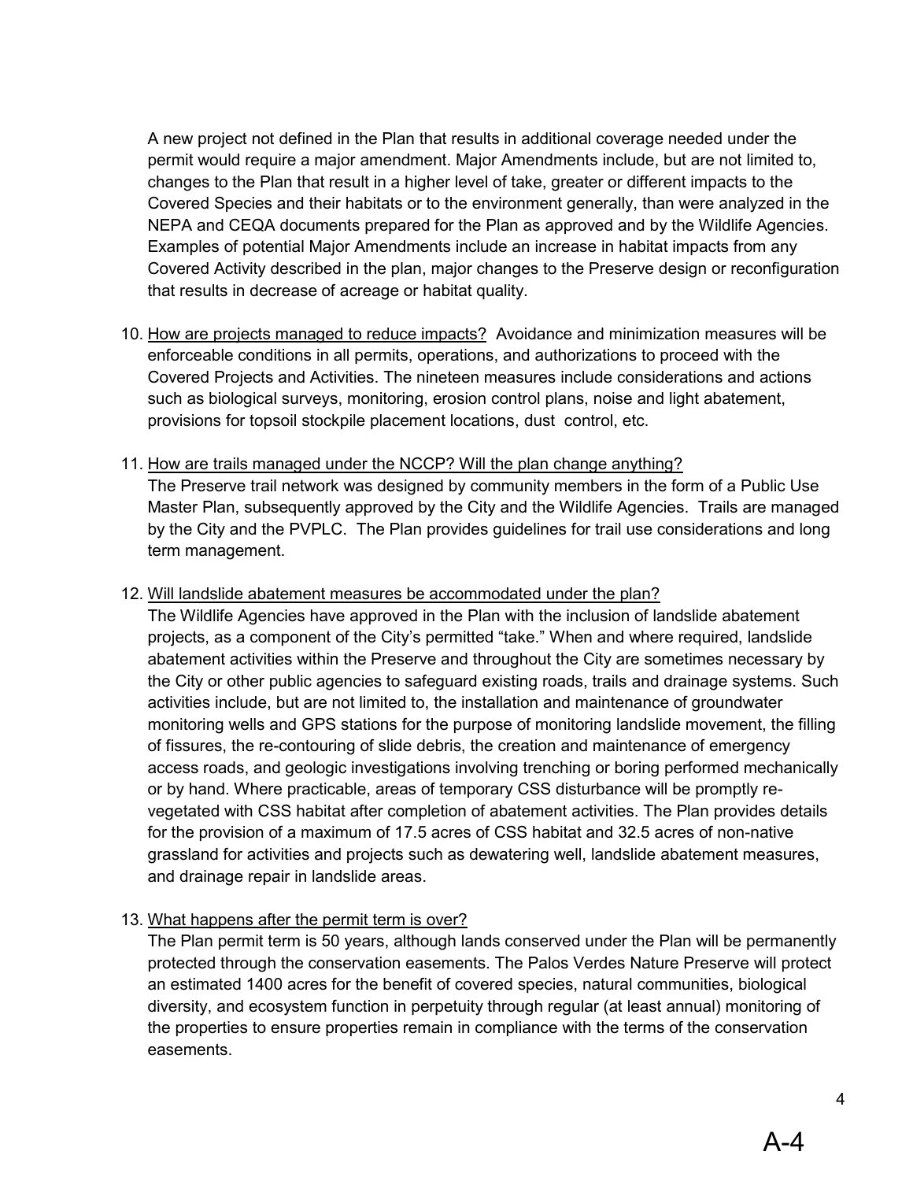A new project not defined in the Plan that results in additional coverage needed under the permit would require a major amendment. Major Amendments include, but are not limited to, changes to the Plan that result in a higher level of take, greater or different impacts to the Covered Species and their habitats or to the environment generally, than were analyzed in the NEPA and CEQA documents prepared for the Plan as approved and by the Wildlife Agencies. Examples of potential Major Amendments include an increase in habitat impacts from any Covered Activity described in the plan, major changes to the Preserve design or reconfiguration that results in decrease of acreage or habitat quality.

10. <u>How are projects managed to reduce impacts?</u> Avoidance and minimization measures will be enforceable conditions in all permits, operations, and authorizations to proceed with the Covered Projects and Activities. The nineteen measures include considerations and actions such as biological surveys, monitoring, erosion control plans, noise and light abatement, provisions for topsoil stockpile placement locations, dust control, etc.

11. <u>How are trails managed under the NCCP? Will the plan change anything?</u>
The Preserve trail network was designed by community members in the form of a Public Use Master Plan, subsequently approved by the City and the Wildlife Agencies. Trails are managed by the City and the PVPLC. The Plan provides guidelines for trail use considerations and long term management.

12. <u>Will landslide abatement measures be accommodated under the plan?</u>
The Wildlife Agencies have approved in the Plan with the inclusion of landslide abatement projects, as a component of the City's permitted "take." When and where required, landslide abatement activities within the Preserve and throughout the City are sometimes necessary by the City or other public agencies to safeguard existing roads, trails and drainage systems. Such activities include, but are not limited to, the installation and maintenance of groundwater monitoring wells and GPS stations for the purpose of monitoring landslide movement, the filling of fissures, the re-contouring of slide debris, the creation and maintenance of emergency access roads, and geologic investigations involving trenching or boring performed mechanically or by hand. Where practicable, areas of temporary CSS disturbance will be promptly re-vegetated with CSS habitat after completion of abatement activities. The Plan provides details for the provision of a maximum of 17.5 acres of CSS habitat and 32.5 acres of non-native grassland for activities and projects such as dewatering well, landslide abatement measures, and drainage repair in landslide areas.

13. <u>What happens after the permit term is over?</u>
The Plan permit term is 50 years, although lands conserved under the Plan will be permanently protected through the conservation easements. The Palos Verdes Nature Preserve will protect an estimated 1400 acres for the benefit of covered species, natural communities, biological diversity, and ecosystem function in perpetuity through regular (at least annual) monitoring of the properties to ensure properties remain in compliance with the terms of the conservation easements.

A-4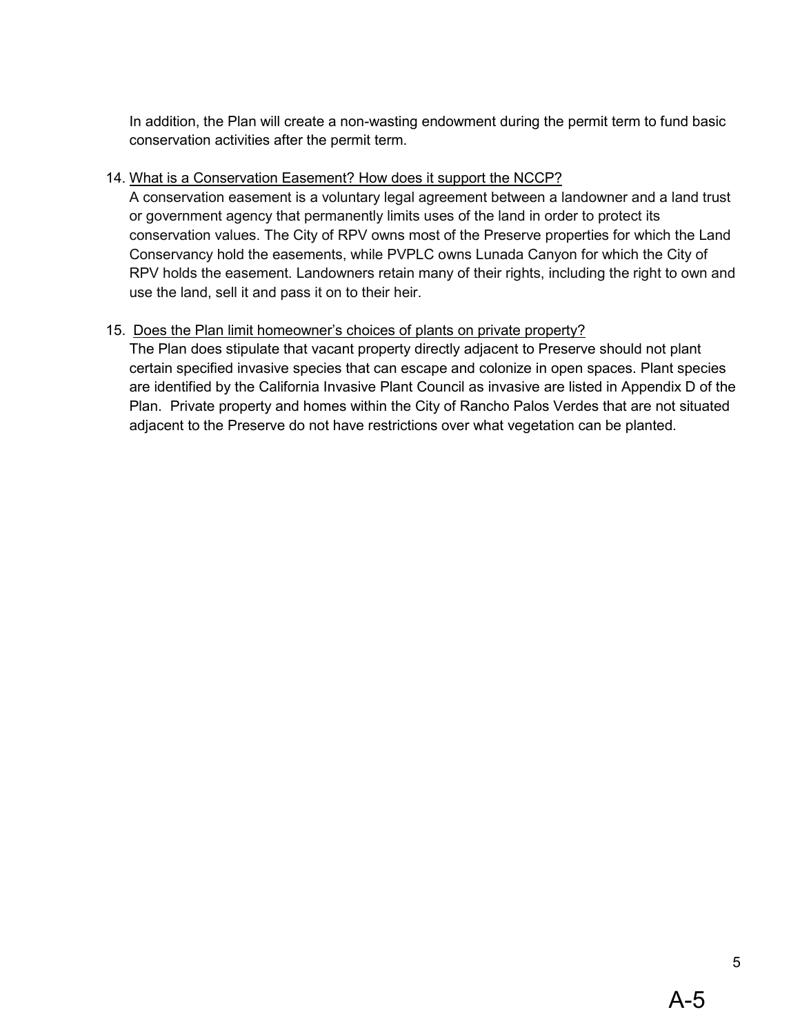In addition, the Plan will create a non-wasting endowment during the permit term to fund basic conservation activities after the permit term.

14. <u>What is a Conservation Easement? How does it support the NCCP?</u>
    A conservation easement is a voluntary legal agreement between a landowner and a land trust or government agency that permanently limits uses of the land in order to protect its conservation values. The City of RPV owns most of the Preserve properties for which the Land Conservancy hold the easements, while PVPLC owns Lunada Canyon for which the City of RPV holds the easement. Landowners retain many of their rights, including the right to own and use the land, sell it and pass it on to their heir.

15. <u>Does the Plan limit homeowner's choices of plants on private property?</u>
    The Plan does stipulate that vacant property directly adjacent to Preserve should not plant certain specified invasive species that can escape and colonize in open spaces. Plant species are identified by the California Invasive Plant Council as invasive are listed in Appendix D of the Plan. Private property and homes within the City of Rancho Palos Verdes that are not situated adjacent to the Preserve do not have restrictions over what vegetation can be planted.